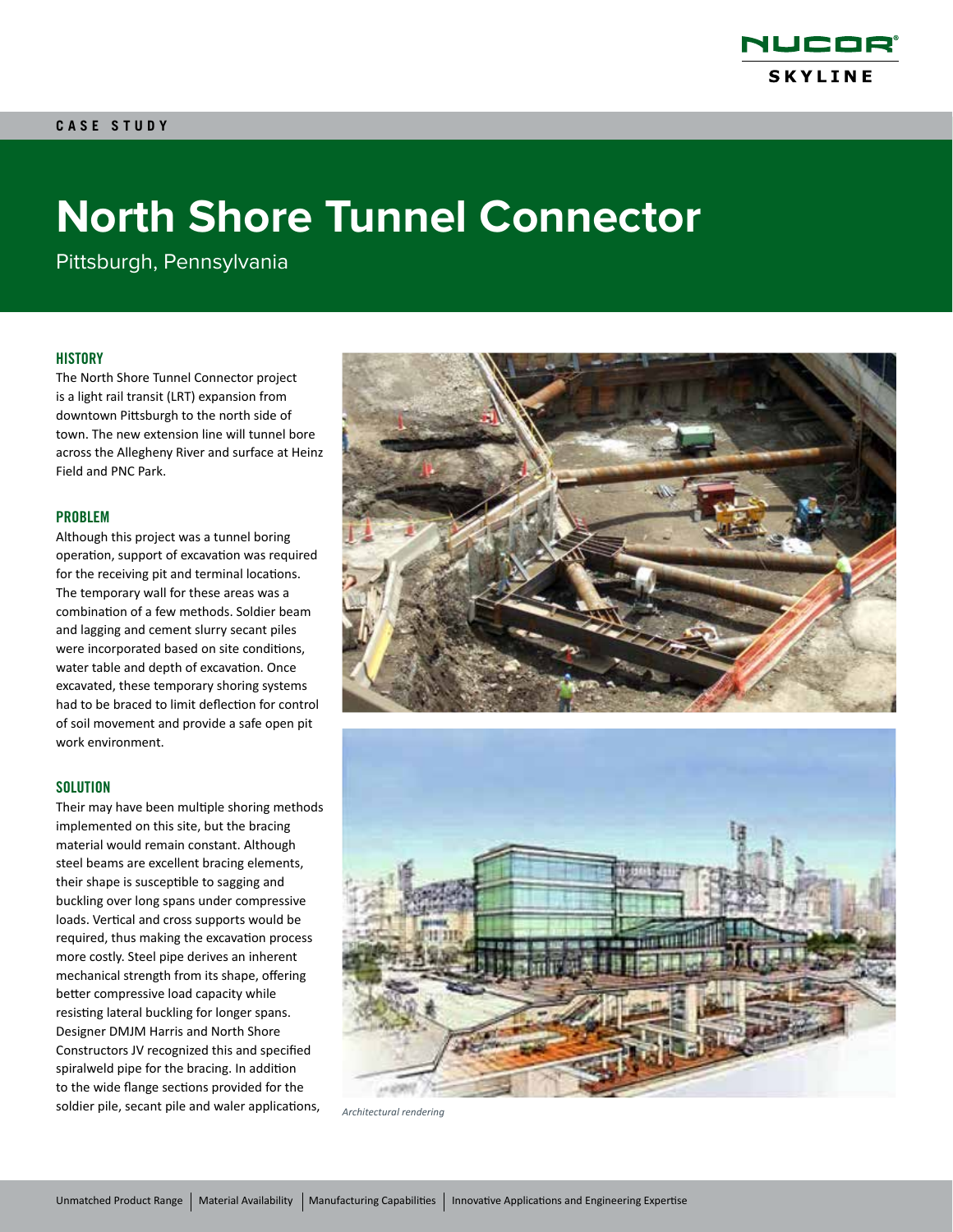# North Shore Tunnel Connector

Pittsburgh, Pennsylvania

CASE STUDY

## HISTORY

The North Shore Tunnel Connector project is a light rail transit (LRT) expansion from downtown Pittsburgh to the north side of town. The new extension line will tunnel bore across the Allegheny River and surface at Heinz Field and PNC Park.

## PROBLEM

Although this project was a tunnel boring operation, support of excavation was required for the receiving pit and terminal locations. The temporary wall for these areas was a combination of a few methods. Soldier beam and lagging and cement slurry secant piles were incorporated based on site conditions, water table and depth of excavation. Once excavated, these temporary shoring systems had to be braced to limit deflection for control of soil movement and provide a safe open pit work environment.

## SOLUTION

Their may have been multiple shoring methods implemented on this site, but the bracing material would remain constant. Although steel beams are excellent bracing elements, their shape is susceptible to sagging and buckling over long spans under compressive loads. Vertical and cross supports would be required, thus making the excavation process more costly. Steel pipe derives an inherent mechanical strength from its shape, offering better compressive load capacity while resisting lateral buckling for longer spans. Designer DMJM Harris and North Shore Constructors JV recognized this and specified spiralweld pipe for the bracing. In addition to the wide flange sections provided for the soldier pile, secant pile and waler applications,

*Architectural rendering*

Unmatched Product Range | Material Availability | Manufacturing Capabilities | Innovative Applications and Engineering Expertise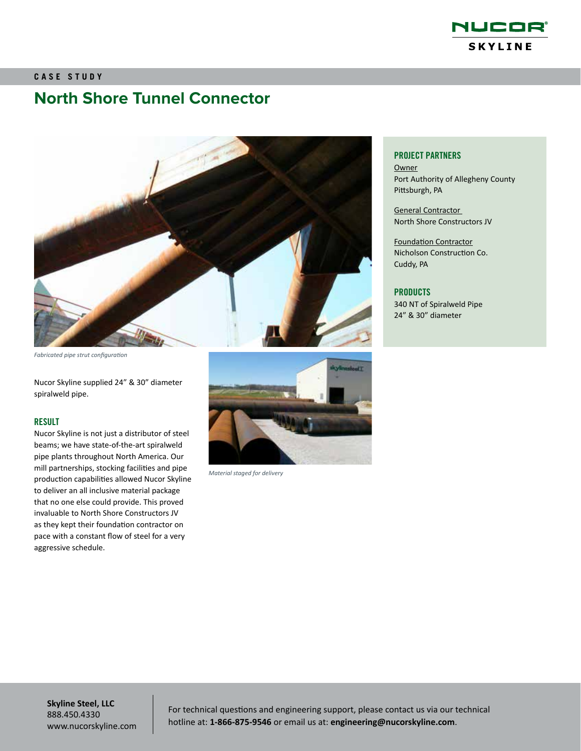CASE STUDY

# North Shore Tunnel Connector

*Fabricated pipe strut configuration*

Nucor Skyline supplied 24” & 30” diameter spiralweld pipe.

### RESULT

Nucor Skyline is not just a distributor of steel beams; we have state-of-the-art spiralweld pipe plants throughout North America. Our mill partnerships, stocking facilities and pipe production capabilities allowed Nucor Skyline to deliver an all inclusive material package that no one else could provide. This proved invaluable to North Shore Constructors JV as they kept their foundation contractor on pace with a constant flow of steel for a very aggressive schedule.

*Material staged for delivery*

### PROJECT PARTNERS

Owner
Port Authority of Allegheny County
Pittsburgh, PA

General Contractor
North Shore Constructors JV

Foundation Contractor
Nicholson Construction Co.
Cuddy, PA

### PRODUCTS

340 NT of Spiralweld Pipe
24” & 30” diameter

**Skyline Steel, LLC**
888.450.4330
www.nucorskyline.com

For technical questions and engineering support, please contact us via our technical hotline at: **1-866-875-9546** or email us at: **engineering@nucorskyline.com**.